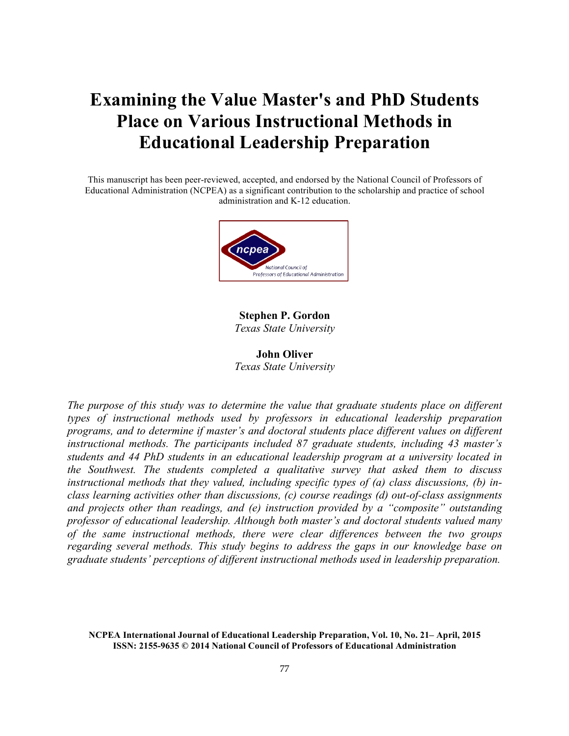# Examining the Value Master's and PhD Students Place on Various Instructional Methods in Educational Leadership Preparation

This manuscript has been peer-reviewed, accepted, and endorsed by the National Council of Professors of Educational Administration (NCPEA) as a significant contribution to the scholarship and practice of school administration and K-12 education.

**Stephen P. Gordon**
*Texas State University*

**John Oliver**
*Texas State University*

*The purpose of this study was to determine the value that graduate students place on different types of instructional methods used by professors in educational leadership preparation programs, and to determine if master's and doctoral students place different values on different instructional methods. The participants included 87 graduate students, including 43 master's students and 44 PhD students in an educational leadership program at a university located in the Southwest. The students completed a qualitative survey that asked them to discuss instructional methods that they valued, including specific types of (a) class discussions, (b) in-class learning activities other than discussions, (c) course readings (d) out-of-class assignments and projects other than readings, and (e) instruction provided by a "composite" outstanding professor of educational leadership. Although both master's and doctoral students valued many of the same instructional methods, there were clear differences between the two groups regarding several methods. This study begins to address the gaps in our knowledge base on graduate students' perceptions of different instructional methods used in leadership preparation.*

**NCPEA International Journal of Educational Leadership Preparation, Vol. 10, No. 21– April, 2015**
**ISSN: 2155-9635 © 2014 National Council of Professors of Educational Administration**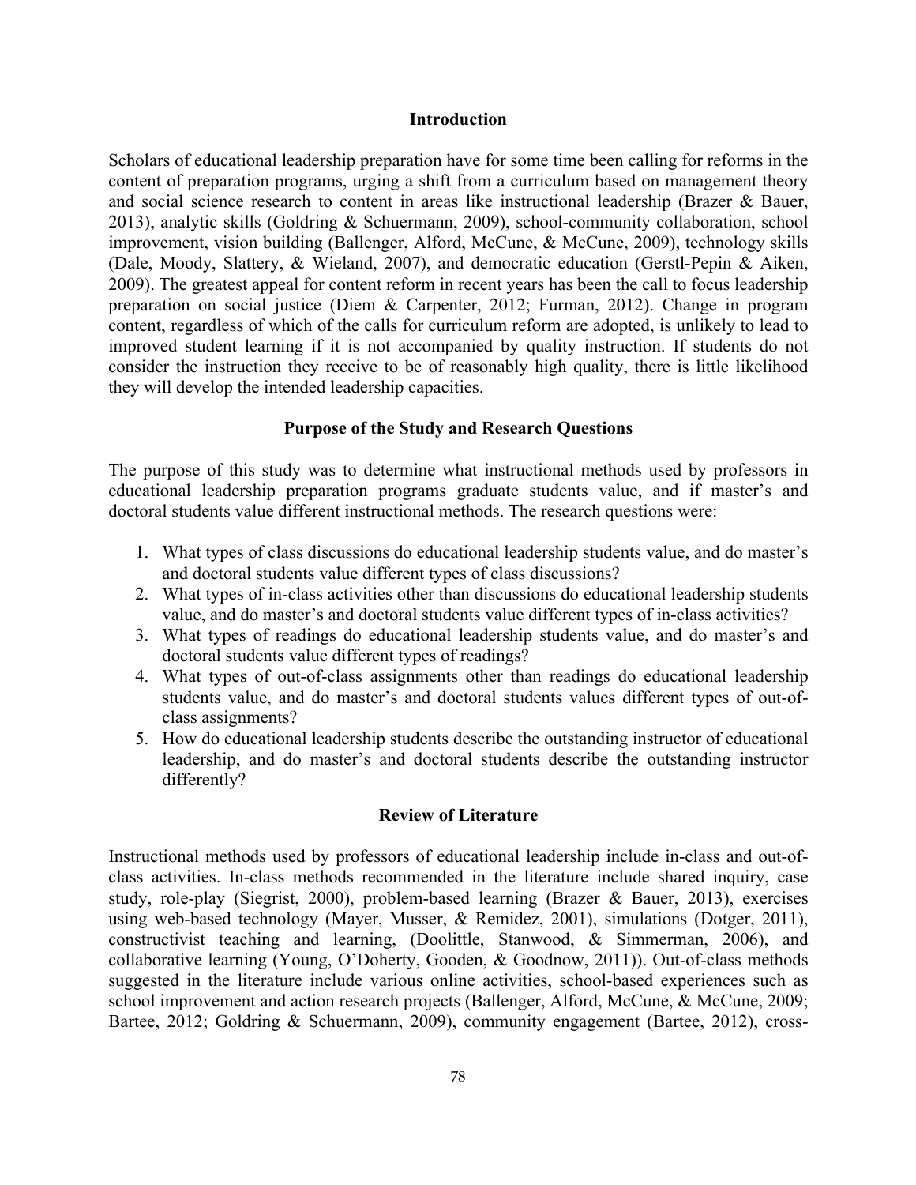## Introduction

Scholars of educational leadership preparation have for some time been calling for reforms in the content of preparation programs, urging a shift from a curriculum based on management theory and social science research to content in areas like instructional leadership (Brazer & Bauer, 2013), analytic skills (Goldring & Schuermann, 2009), school-community collaboration, school improvement, vision building (Ballenger, Alford, McCune, & McCune, 2009), technology skills (Dale, Moody, Slattery, & Wieland, 2007), and democratic education (Gerstl-Pepin & Aiken, 2009). The greatest appeal for content reform in recent years has been the call to focus leadership preparation on social justice (Diem & Carpenter, 2012; Furman, 2012). Change in program content, regardless of which of the calls for curriculum reform are adopted, is unlikely to lead to improved student learning if it is not accompanied by quality instruction. If students do not consider the instruction they receive to be of reasonably high quality, there is little likelihood they will develop the intended leadership capacities.

## Purpose of the Study and Research Questions

The purpose of this study was to determine what instructional methods used by professors in educational leadership preparation programs graduate students value, and if master's and doctoral students value different instructional methods. The research questions were:

1. What types of class discussions do educational leadership students value, and do master's and doctoral students value different types of class discussions?
2. What types of in-class activities other than discussions do educational leadership students value, and do master's and doctoral students value different types of in-class activities?
3. What types of readings do educational leadership students value, and do master's and doctoral students value different types of readings?
4. What types of out-of-class assignments other than readings do educational leadership students value, and do master's and doctoral students values different types of out-of-class assignments?
5. How do educational leadership students describe the outstanding instructor of educational leadership, and do master's and doctoral students describe the outstanding instructor differently?

## Review of Literature

Instructional methods used by professors of educational leadership include in-class and out-of-class activities. In-class methods recommended in the literature include shared inquiry, case study, role-play (Siegrist, 2000), problem-based learning (Brazer & Bauer, 2013), exercises using web-based technology (Mayer, Musser, & Remidez, 2001), simulations (Dotger, 2011), constructivist teaching and learning, (Doolittle, Stanwood, & Simmerman, 2006), and collaborative learning (Young, O'Doherty, Gooden, & Goodnow, 2011)). Out-of-class methods suggested in the literature include various online activities, school-based experiences such as school improvement and action research projects (Ballenger, Alford, McCune, & McCune, 2009; Bartee, 2012; Goldring & Schuermann, 2009), community engagement (Bartee, 2012), cross-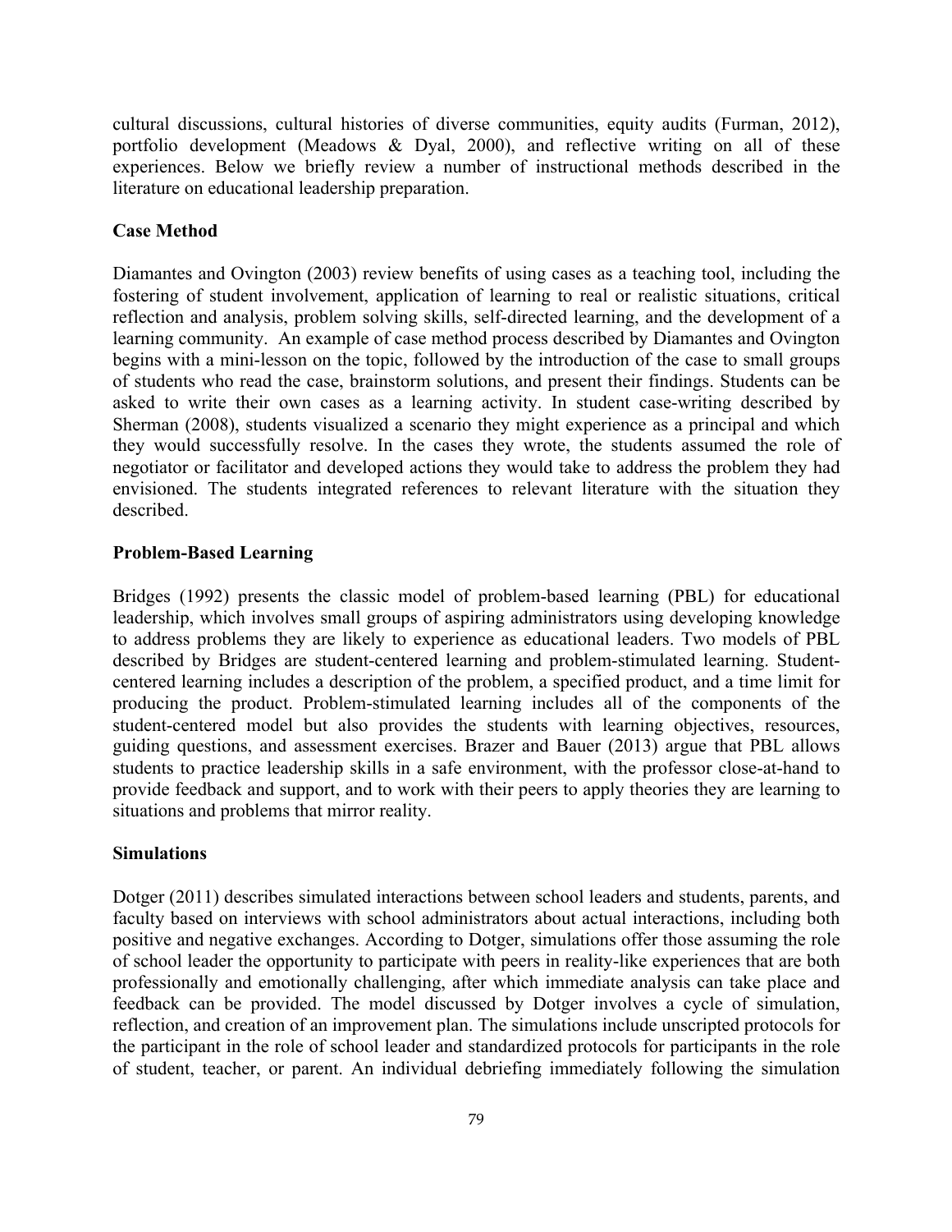cultural discussions, cultural histories of diverse communities, equity audits (Furman, 2012), portfolio development (Meadows & Dyal, 2000), and reflective writing on all of these experiences. Below we briefly review a number of instructional methods described in the literature on educational leadership preparation.

### Case Method

Diamantes and Ovington (2003) review benefits of using cases as a teaching tool, including the fostering of student involvement, application of learning to real or realistic situations, critical reflection and analysis, problem solving skills, self-directed learning, and the development of a learning community. An example of case method process described by Diamantes and Ovington begins with a mini-lesson on the topic, followed by the introduction of the case to small groups of students who read the case, brainstorm solutions, and present their findings. Students can be asked to write their own cases as a learning activity. In student case-writing described by Sherman (2008), students visualized a scenario they might experience as a principal and which they would successfully resolve. In the cases they wrote, the students assumed the role of negotiator or facilitator and developed actions they would take to address the problem they had envisioned. The students integrated references to relevant literature with the situation they described.

### Problem-Based Learning

Bridges (1992) presents the classic model of problem-based learning (PBL) for educational leadership, which involves small groups of aspiring administrators using developing knowledge to address problems they are likely to experience as educational leaders. Two models of PBL described by Bridges are student-centered learning and problem-stimulated learning. Student-centered learning includes a description of the problem, a specified product, and a time limit for producing the product. Problem-stimulated learning includes all of the components of the student-centered model but also provides the students with learning objectives, resources, guiding questions, and assessment exercises. Brazer and Bauer (2013) argue that PBL allows students to practice leadership skills in a safe environment, with the professor close-at-hand to provide feedback and support, and to work with their peers to apply theories they are learning to situations and problems that mirror reality.

### Simulations

Dotger (2011) describes simulated interactions between school leaders and students, parents, and faculty based on interviews with school administrators about actual interactions, including both positive and negative exchanges. According to Dotger, simulations offer those assuming the role of school leader the opportunity to participate with peers in reality-like experiences that are both professionally and emotionally challenging, after which immediate analysis can take place and feedback can be provided. The model discussed by Dotger involves a cycle of simulation, reflection, and creation of an improvement plan. The simulations include unscripted protocols for the participant in the role of school leader and standardized protocols for participants in the role of student, teacher, or parent. An individual debriefing immediately following the simulation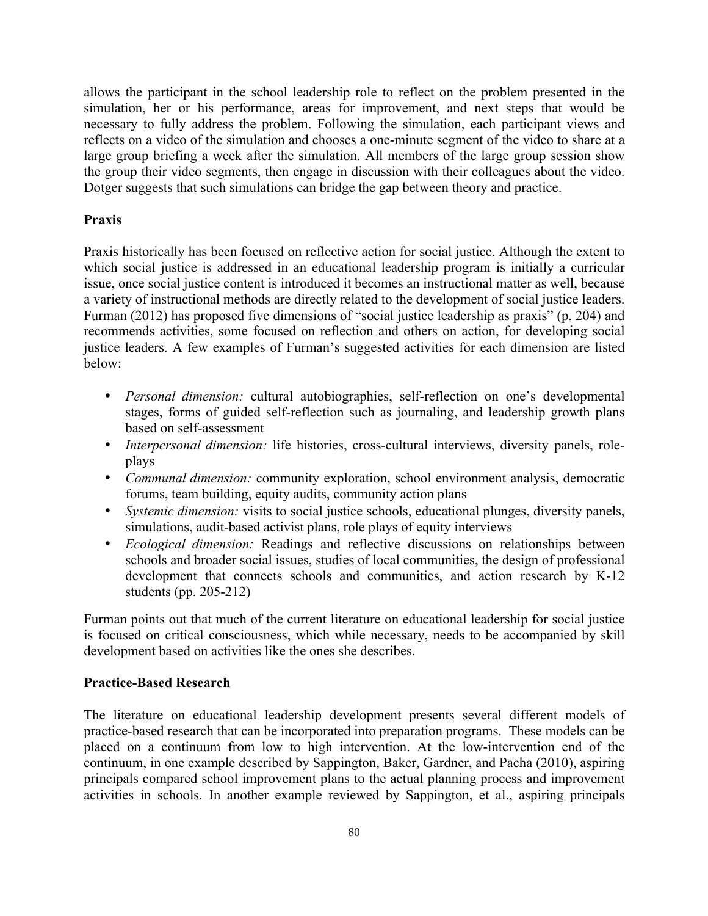allows the participant in the school leadership role to reflect on the problem presented in the simulation, her or his performance, areas for improvement, and next steps that would be necessary to fully address the problem. Following the simulation, each participant views and reflects on a video of the simulation and chooses a one-minute segment of the video to share at a large group briefing a week after the simulation. All members of the large group session show the group their video segments, then engage in discussion with their colleagues about the video. Dotger suggests that such simulations can bridge the gap between theory and practice.

**Praxis**

Praxis historically has been focused on reflective action for social justice. Although the extent to which social justice is addressed in an educational leadership program is initially a curricular issue, once social justice content is introduced it becomes an instructional matter as well, because a variety of instructional methods are directly related to the development of social justice leaders. Furman (2012) has proposed five dimensions of "social justice leadership as praxis" (p. 204) and recommends activities, some focused on reflection and others on action, for developing social justice leaders. A few examples of Furman's suggested activities for each dimension are listed below:

- *Personal dimension:* cultural autobiographies, self-reflection on one's developmental stages, forms of guided self-reflection such as journaling, and leadership growth plans based on self-assessment
- *Interpersonal dimension:* life histories, cross-cultural interviews, diversity panels, role-plays
- *Communal dimension:* community exploration, school environment analysis, democratic forums, team building, equity audits, community action plans
- *Systemic dimension:* visits to social justice schools, educational plunges, diversity panels, simulations, audit-based activist plans, role plays of equity interviews
- *Ecological dimension:* Readings and reflective discussions on relationships between schools and broader social issues, studies of local communities, the design of professional development that connects schools and communities, and action research by K-12 students (pp. 205-212)

Furman points out that much of the current literature on educational leadership for social justice is focused on critical consciousness, which while necessary, needs to be accompanied by skill development based on activities like the ones she describes.

**Practice-Based Research**

The literature on educational leadership development presents several different models of practice-based research that can be incorporated into preparation programs. These models can be placed on a continuum from low to high intervention. At the low-intervention end of the continuum, in one example described by Sappington, Baker, Gardner, and Pacha (2010), aspiring principals compared school improvement plans to the actual planning process and improvement activities in schools. In another example reviewed by Sappington, et al., aspiring principals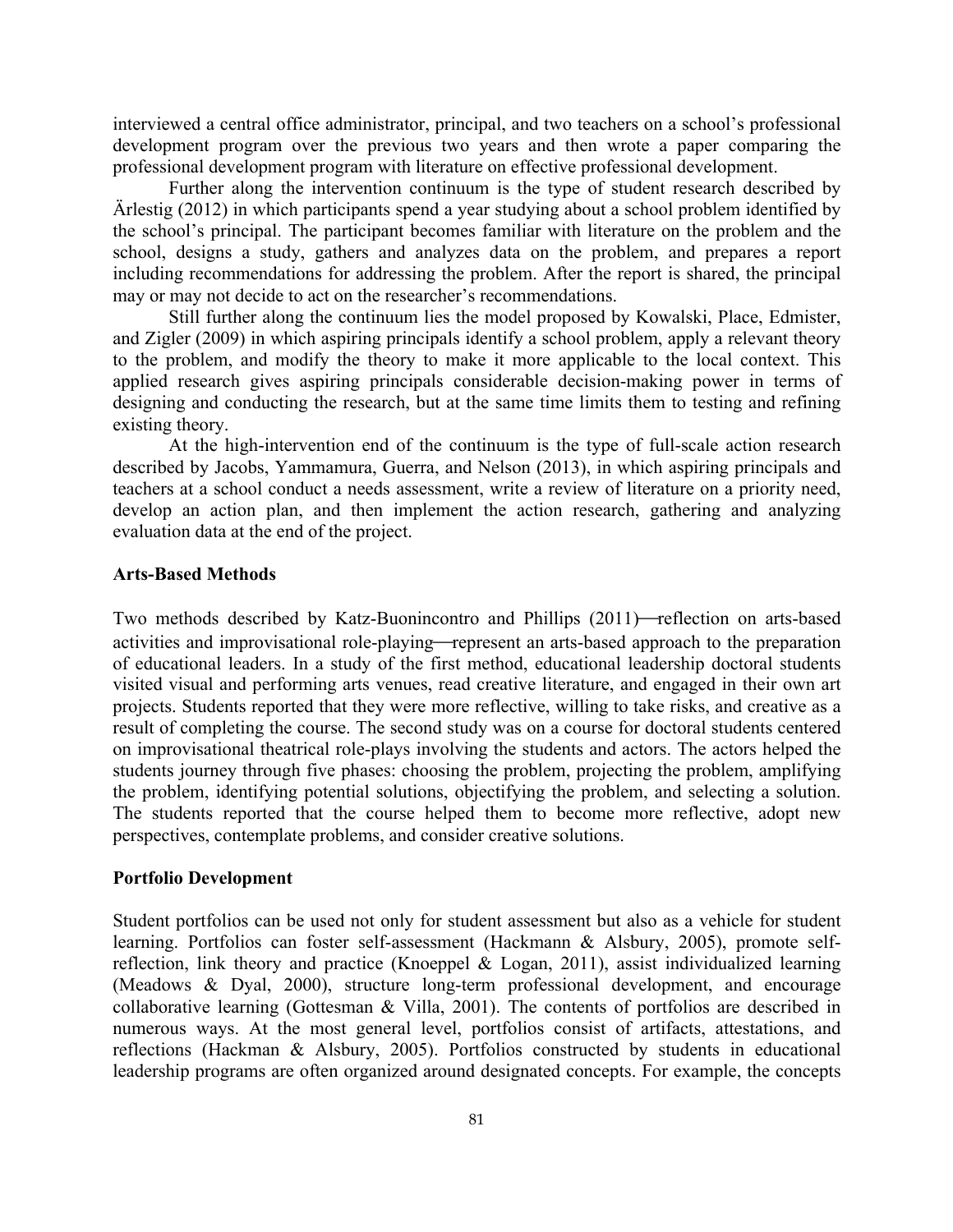interviewed a central office administrator, principal, and two teachers on a school's professional development program over the previous two years and then wrote a paper comparing the professional development program with literature on effective professional development.

Further along the intervention continuum is the type of student research described by Ärlestig (2012) in which participants spend a year studying about a school problem identified by the school's principal. The participant becomes familiar with literature on the problem and the school, designs a study, gathers and analyzes data on the problem, and prepares a report including recommendations for addressing the problem. After the report is shared, the principal may or may not decide to act on the researcher's recommendations.

Still further along the continuum lies the model proposed by Kowalski, Place, Edmister, and Zigler (2009) in which aspiring principals identify a school problem, apply a relevant theory to the problem, and modify the theory to make it more applicable to the local context. This applied research gives aspiring principals considerable decision-making power in terms of designing and conducting the research, but at the same time limits them to testing and refining existing theory.

At the high-intervention end of the continuum is the type of full-scale action research described by Jacobs, Yammamura, Guerra, and Nelson (2013), in which aspiring principals and teachers at a school conduct a needs assessment, write a review of literature on a priority need, develop an action plan, and then implement the action research, gathering and analyzing evaluation data at the end of the project.

### Arts-Based Methods

Two methods described by Katz-Buonincontro and Phillips (2011)—reflection on arts-based activities and improvisational role-playing—represent an arts-based approach to the preparation of educational leaders. In a study of the first method, educational leadership doctoral students visited visual and performing arts venues, read creative literature, and engaged in their own art projects. Students reported that they were more reflective, willing to take risks, and creative as a result of completing the course. The second study was on a course for doctoral students centered on improvisational theatrical role-plays involving the students and actors. The actors helped the students journey through five phases: choosing the problem, projecting the problem, amplifying the problem, identifying potential solutions, objectifying the problem, and selecting a solution. The students reported that the course helped them to become more reflective, adopt new perspectives, contemplate problems, and consider creative solutions.

### Portfolio Development

Student portfolios can be used not only for student assessment but also as a vehicle for student learning. Portfolios can foster self-assessment (Hackmann & Alsbury, 2005), promote self-reflection, link theory and practice (Knoeppel & Logan, 2011), assist individualized learning (Meadows & Dyal, 2000), structure long-term professional development, and encourage collaborative learning (Gottesman & Villa, 2001). The contents of portfolios are described in numerous ways. At the most general level, portfolios consist of artifacts, attestations, and reflections (Hackman & Alsbury, 2005). Portfolios constructed by students in educational leadership programs are often organized around designated concepts. For example, the concepts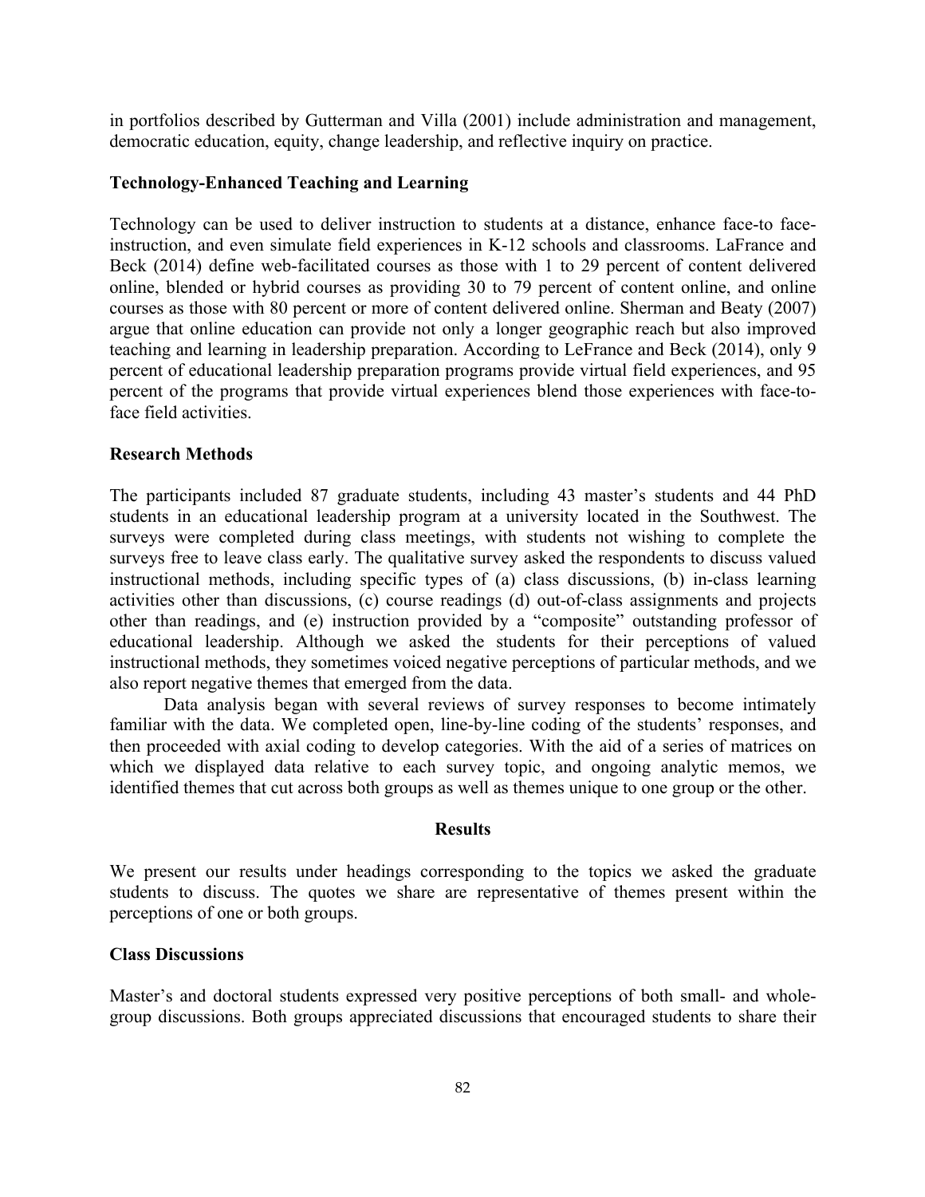in portfolios described by Gutterman and Villa (2001) include administration and management, democratic education, equity, change leadership, and reflective inquiry on practice.

### Technology-Enhanced Teaching and Learning

Technology can be used to deliver instruction to students at a distance, enhance face-to face-instruction, and even simulate field experiences in K-12 schools and classrooms. LaFrance and Beck (2014) define web-facilitated courses as those with 1 to 29 percent of content delivered online, blended or hybrid courses as providing 30 to 79 percent of content online, and online courses as those with 80 percent or more of content delivered online. Sherman and Beaty (2007) argue that online education can provide not only a longer geographic reach but also improved teaching and learning in leadership preparation. According to LeFrance and Beck (2014), only 9 percent of educational leadership preparation programs provide virtual field experiences, and 95 percent of the programs that provide virtual experiences blend those experiences with face-to-face field activities.

### Research Methods

The participants included 87 graduate students, including 43 master's students and 44 PhD students in an educational leadership program at a university located in the Southwest. The surveys were completed during class meetings, with students not wishing to complete the surveys free to leave class early. The qualitative survey asked the respondents to discuss valued instructional methods, including specific types of (a) class discussions, (b) in-class learning activities other than discussions, (c) course readings (d) out-of-class assignments and projects other than readings, and (e) instruction provided by a "composite" outstanding professor of educational leadership. Although we asked the students for their perceptions of valued instructional methods, they sometimes voiced negative perceptions of particular methods, and we also report negative themes that emerged from the data.

Data analysis began with several reviews of survey responses to become intimately familiar with the data. We completed open, line-by-line coding of the students' responses, and then proceeded with axial coding to develop categories. With the aid of a series of matrices on which we displayed data relative to each survey topic, and ongoing analytic memos, we identified themes that cut across both groups as well as themes unique to one group or the other.

## Results

We present our results under headings corresponding to the topics we asked the graduate students to discuss. The quotes we share are representative of themes present within the perceptions of one or both groups.

### Class Discussions

Master's and doctoral students expressed very positive perceptions of both small- and whole-group discussions. Both groups appreciated discussions that encouraged students to share their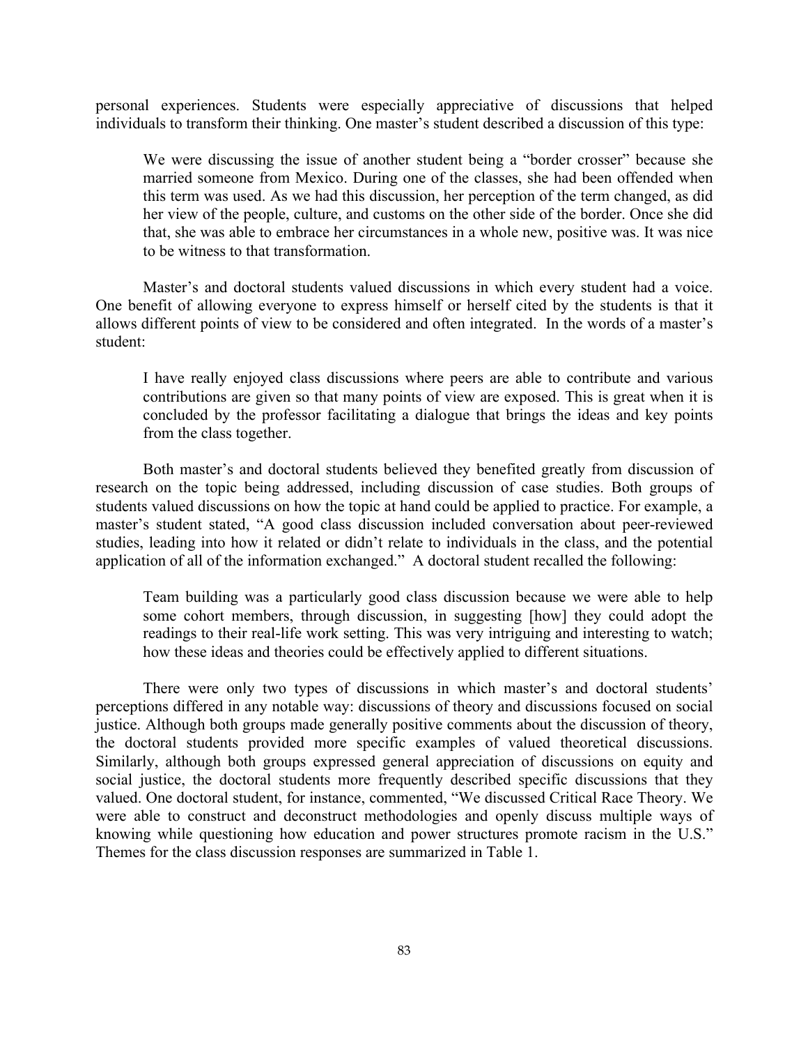personal experiences. Students were especially appreciative of discussions that helped individuals to transform their thinking. One master's student described a discussion of this type:

> We were discussing the issue of another student being a "border crosser" because she married someone from Mexico. During one of the classes, she had been offended when this term was used. As we had this discussion, her perception of the term changed, as did her view of the people, culture, and customs on the other side of the border. Once she did that, she was able to embrace her circumstances in a whole new, positive was. It was nice to be witness to that transformation.

Master's and doctoral students valued discussions in which every student had a voice. One benefit of allowing everyone to express himself or herself cited by the students is that it allows different points of view to be considered and often integrated. In the words of a master's student:

> I have really enjoyed class discussions where peers are able to contribute and various contributions are given so that many points of view are exposed. This is great when it is concluded by the professor facilitating a dialogue that brings the ideas and key points from the class together.

Both master's and doctoral students believed they benefited greatly from discussion of research on the topic being addressed, including discussion of case studies. Both groups of students valued discussions on how the topic at hand could be applied to practice. For example, a master's student stated, "A good class discussion included conversation about peer-reviewed studies, leading into how it related or didn't relate to individuals in the class, and the potential application of all of the information exchanged." A doctoral student recalled the following:

> Team building was a particularly good class discussion because we were able to help some cohort members, through discussion, in suggesting [how] they could adopt the readings to their real-life work setting. This was very intriguing and interesting to watch; how these ideas and theories could be effectively applied to different situations.

There were only two types of discussions in which master's and doctoral students' perceptions differed in any notable way: discussions of theory and discussions focused on social justice. Although both groups made generally positive comments about the discussion of theory, the doctoral students provided more specific examples of valued theoretical discussions. Similarly, although both groups expressed general appreciation of discussions on equity and social justice, the doctoral students more frequently described specific discussions that they valued. One doctoral student, for instance, commented, "We discussed Critical Race Theory. We were able to construct and deconstruct methodologies and openly discuss multiple ways of knowing while questioning how education and power structures promote racism in the U.S." Themes for the class discussion responses are summarized in Table 1.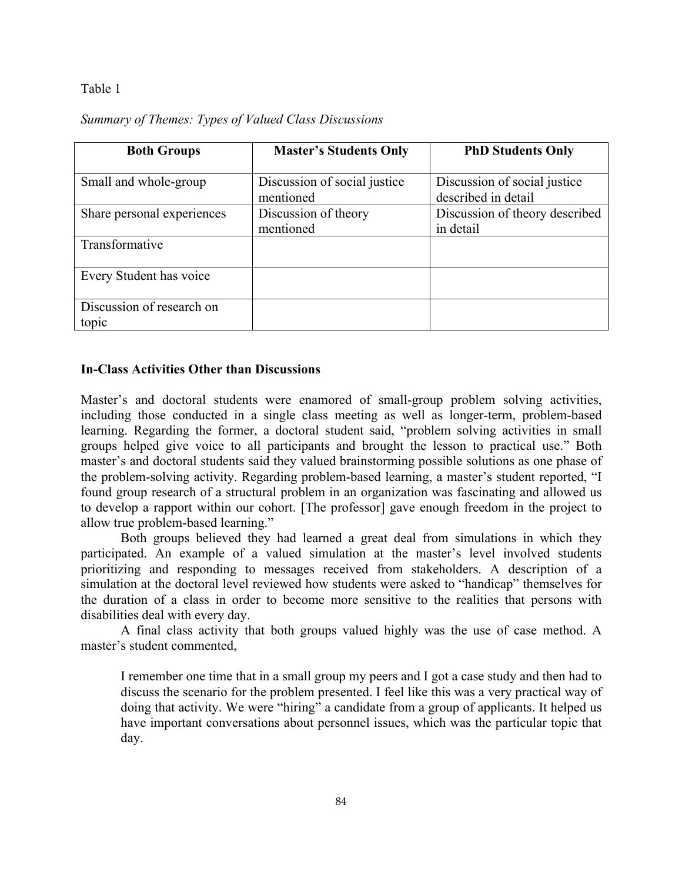Table 1

*Summary of Themes: Types of Valued Class Discussions*

| Both Groups | Master's Students Only | PhD Students Only |
|---|---|---|
| Small and whole-group | Discussion of social justice mentioned | Discussion of social justice described in detail |
| Share personal experiences | Discussion of theory mentioned | Discussion of theory described in detail |
| Transformative | | |
| Every Student has voice | | |
| Discussion of research on topic | | |

**In-Class Activities Other than Discussions**

Master's and doctoral students were enamored of small-group problem solving activities, including those conducted in a single class meeting as well as longer-term, problem-based learning. Regarding the former, a doctoral student said, "problem solving activities in small groups helped give voice to all participants and brought the lesson to practical use." Both master's and doctoral students said they valued brainstorming possible solutions as one phase of the problem-solving activity. Regarding problem-based learning, a master's student reported, "I found group research of a structural problem in an organization was fascinating and allowed us to develop a rapport within our cohort. [The professor] gave enough freedom in the project to allow true problem-based learning."

Both groups believed they had learned a great deal from simulations in which they participated. An example of a valued simulation at the master's level involved students prioritizing and responding to messages received from stakeholders. A description of a simulation at the doctoral level reviewed how students were asked to "handicap" themselves for the duration of a class in order to become more sensitive to the realities that persons with disabilities deal with every day.

A final class activity that both groups valued highly was the use of case method. A master's student commented,

> I remember one time that in a small group my peers and I got a case study and then had to discuss the scenario for the problem presented. I feel like this was a very practical way of doing that activity. We were "hiring" a candidate from a group of applicants. It helped us have important conversations about personnel issues, which was the particular topic that day.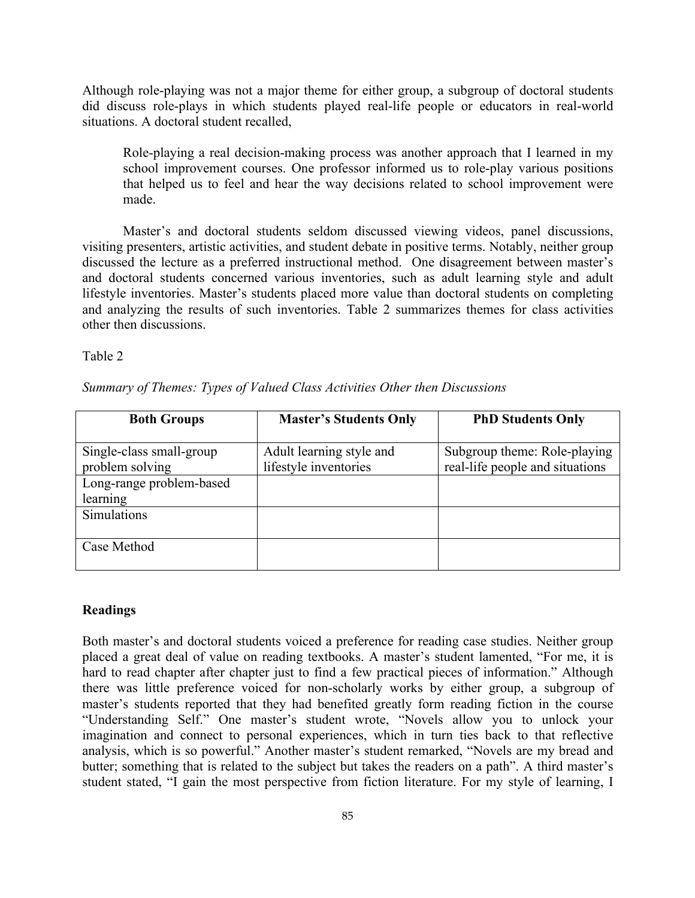Although role-playing was not a major theme for either group, a subgroup of doctoral students did discuss role-plays in which students played real-life people or educators in real-world situations. A doctoral student recalled,

> Role-playing a real decision-making process was another approach that I learned in my school improvement courses. One professor informed us to role-play various positions that helped us to feel and hear the way decisions related to school improvement were made.

Master's and doctoral students seldom discussed viewing videos, panel discussions, visiting presenters, artistic activities, and student debate in positive terms. Notably, neither group discussed the lecture as a preferred instructional method. One disagreement between master's and doctoral students concerned various inventories, such as adult learning style and adult lifestyle inventories. Master's students placed more value than doctoral students on completing and analyzing the results of such inventories. Table 2 summarizes themes for class activities other then discussions.

Table 2

*Summary of Themes: Types of Valued Class Activities Other then Discussions*

| **Both Groups** | **Master's Students Only** | **PhD Students Only** |
|---|---|---|
| Single-class small-group problem solving | Adult learning style and lifestyle inventories | Subgroup theme: Role-playing real-life people and situations |
| Long-range problem-based learning | | |
| Simulations | | |
| Case Method | | |

## Readings

Both master's and doctoral students voiced a preference for reading case studies. Neither group placed a great deal of value on reading textbooks. A master's student lamented, "For me, it is hard to read chapter after chapter just to find a few practical pieces of information." Although there was little preference voiced for non-scholarly works by either group, a subgroup of master's students reported that they had benefited greatly form reading fiction in the course "Understanding Self." One master's student wrote, "Novels allow you to unlock your imagination and connect to personal experiences, which in turn ties back to that reflective analysis, which is so powerful." Another master's student remarked, "Novels are my bread and butter; something that is related to the subject but takes the readers on a path". A third master's student stated, "I gain the most perspective from fiction literature. For my style of learning, I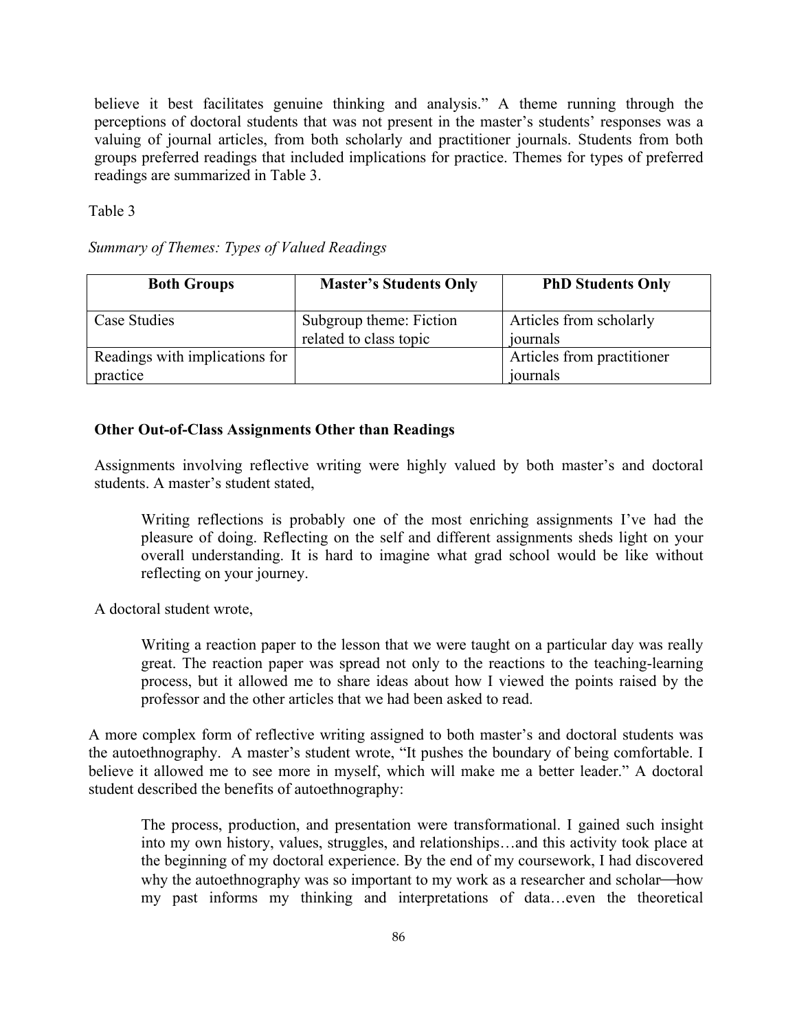believe it best facilitates genuine thinking and analysis." A theme running through the perceptions of doctoral students that was not present in the master's students' responses was a valuing of journal articles, from both scholarly and practitioner journals. Students from both groups preferred readings that included implications for practice. Themes for types of preferred readings are summarized in Table 3.

Table 3

*Summary of Themes: Types of Valued Readings*

| Both Groups | Master's Students Only | PhD Students Only |
|---|---|---|
| Case Studies | Subgroup theme: Fiction related to class topic | Articles from scholarly journals |
| Readings with implications for practice | | Articles from practitioner journals |

**Other Out-of-Class Assignments Other than Readings**

Assignments involving reflective writing were highly valued by both master's and doctoral students. A master's student stated,

> Writing reflections is probably one of the most enriching assignments I've had the pleasure of doing. Reflecting on the self and different assignments sheds light on your overall understanding. It is hard to imagine what grad school would be like without reflecting on your journey.

A doctoral student wrote,

> Writing a reaction paper to the lesson that we were taught on a particular day was really great. The reaction paper was spread not only to the reactions to the teaching-learning process, but it allowed me to share ideas about how I viewed the points raised by the professor and the other articles that we had been asked to read.

A more complex form of reflective writing assigned to both master's and doctoral students was the autoethnography. A master's student wrote, "It pushes the boundary of being comfortable. I believe it allowed me to see more in myself, which will make me a better leader." A doctoral student described the benefits of autoethnography:

> The process, production, and presentation were transformational. I gained such insight into my own history, values, struggles, and relationships…and this activity took place at the beginning of my doctoral experience. By the end of my coursework, I had discovered why the autoethnography was so important to my work as a researcher and scholar—how my past informs my thinking and interpretations of data…even the theoretical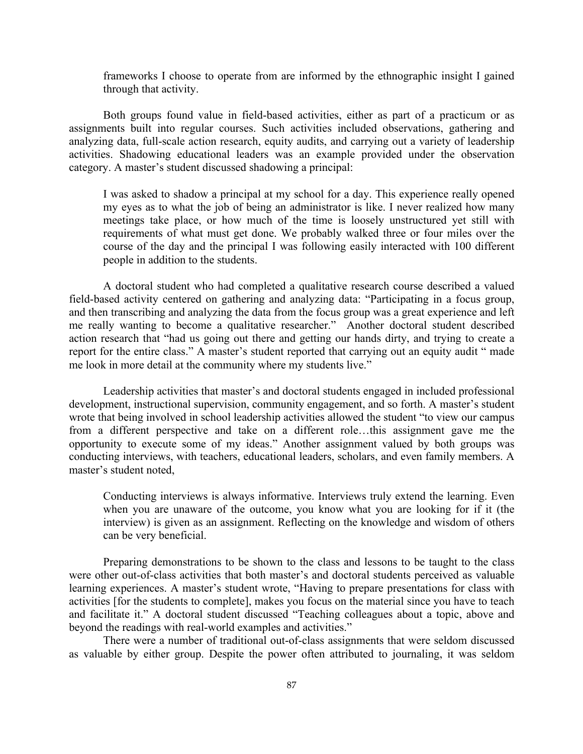frameworks I choose to operate from are informed by the ethnographic insight I gained through that activity.

Both groups found value in field-based activities, either as part of a practicum or as assignments built into regular courses. Such activities included observations, gathering and analyzing data, full-scale action research, equity audits, and carrying out a variety of leadership activities. Shadowing educational leaders was an example provided under the observation category. A master's student discussed shadowing a principal:

> I was asked to shadow a principal at my school for a day. This experience really opened my eyes as to what the job of being an administrator is like. I never realized how many meetings take place, or how much of the time is loosely unstructured yet still with requirements of what must get done. We probably walked three or four miles over the course of the day and the principal I was following easily interacted with 100 different people in addition to the students.

A doctoral student who had completed a qualitative research course described a valued field-based activity centered on gathering and analyzing data: "Participating in a focus group, and then transcribing and analyzing the data from the focus group was a great experience and left me really wanting to become a qualitative researcher." Another doctoral student described action research that "had us going out there and getting our hands dirty, and trying to create a report for the entire class." A master's student reported that carrying out an equity audit " made me look in more detail at the community where my students live."

Leadership activities that master's and doctoral students engaged in included professional development, instructional supervision, community engagement, and so forth. A master's student wrote that being involved in school leadership activities allowed the student "to view our campus from a different perspective and take on a different role…this assignment gave me the opportunity to execute some of my ideas." Another assignment valued by both groups was conducting interviews, with teachers, educational leaders, scholars, and even family members. A master's student noted,

> Conducting interviews is always informative. Interviews truly extend the learning. Even when you are unaware of the outcome, you know what you are looking for if it (the interview) is given as an assignment. Reflecting on the knowledge and wisdom of others can be very beneficial.

Preparing demonstrations to be shown to the class and lessons to be taught to the class were other out-of-class activities that both master's and doctoral students perceived as valuable learning experiences. A master's student wrote, "Having to prepare presentations for class with activities [for the students to complete], makes you focus on the material since you have to teach and facilitate it." A doctoral student discussed "Teaching colleagues about a topic, above and beyond the readings with real-world examples and activities."

There were a number of traditional out-of-class assignments that were seldom discussed as valuable by either group. Despite the power often attributed to journaling, it was seldom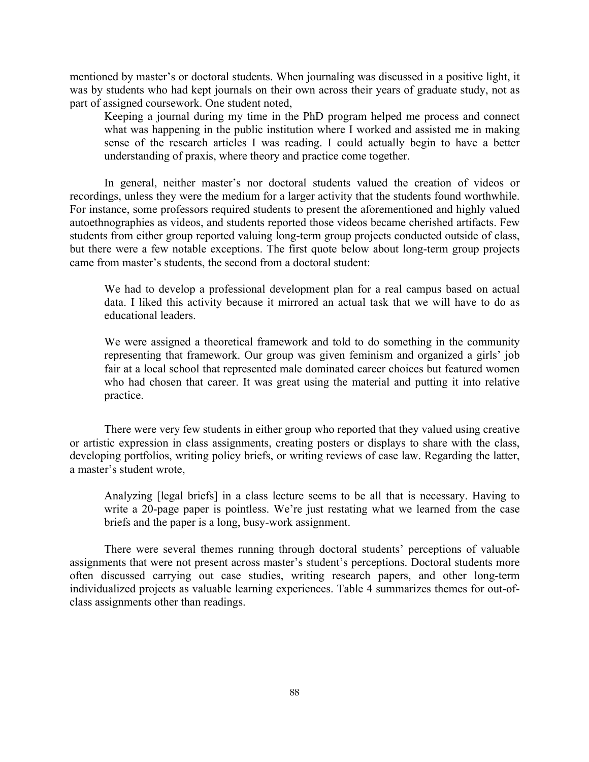mentioned by master's or doctoral students. When journaling was discussed in a positive light, it was by students who had kept journals on their own across their years of graduate study, not as part of assigned coursework. One student noted,

> Keeping a journal during my time in the PhD program helped me process and connect what was happening in the public institution where I worked and assisted me in making sense of the research articles I was reading. I could actually begin to have a better understanding of praxis, where theory and practice come together.

In general, neither master's nor doctoral students valued the creation of videos or recordings, unless they were the medium for a larger activity that the students found worthwhile. For instance, some professors required students to present the aforementioned and highly valued autoethnographies as videos, and students reported those videos became cherished artifacts. Few students from either group reported valuing long-term group projects conducted outside of class, but there were a few notable exceptions. The first quote below about long-term group projects came from master's students, the second from a doctoral student:

> We had to develop a professional development plan for a real campus based on actual data. I liked this activity because it mirrored an actual task that we will have to do as educational leaders.

> We were assigned a theoretical framework and told to do something in the community representing that framework. Our group was given feminism and organized a girls' job fair at a local school that represented male dominated career choices but featured women who had chosen that career. It was great using the material and putting it into relative practice.

There were very few students in either group who reported that they valued using creative or artistic expression in class assignments, creating posters or displays to share with the class, developing portfolios, writing policy briefs, or writing reviews of case law. Regarding the latter, a master's student wrote,

> Analyzing [legal briefs] in a class lecture seems to be all that is necessary. Having to write a 20-page paper is pointless. We're just restating what we learned from the case briefs and the paper is a long, busy-work assignment.

There were several themes running through doctoral students' perceptions of valuable assignments that were not present across master's student's perceptions. Doctoral students more often discussed carrying out case studies, writing research papers, and other long-term individualized projects as valuable learning experiences. Table 4 summarizes themes for out-of-class assignments other than readings.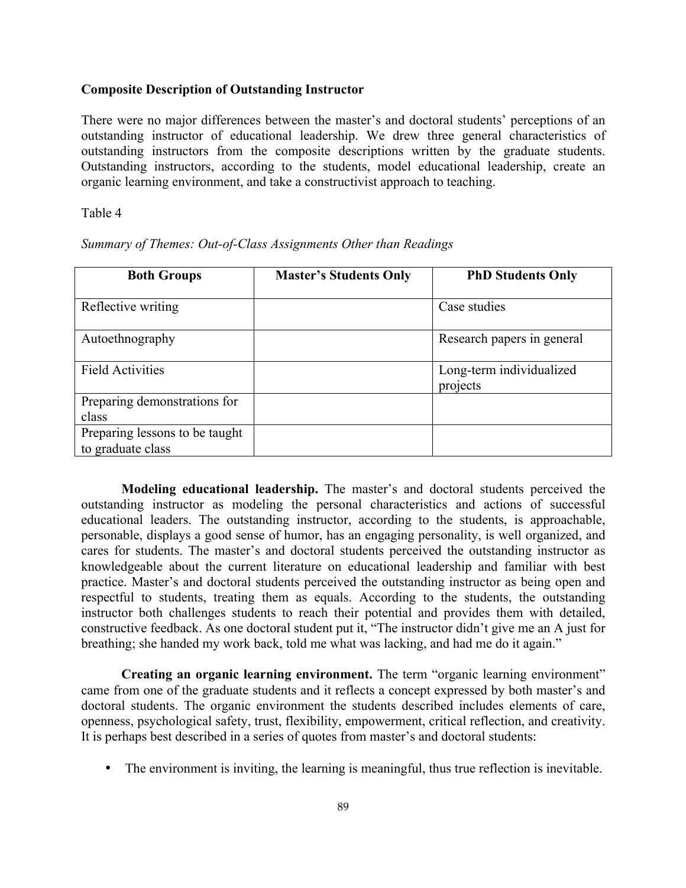**Composite Description of Outstanding Instructor**

There were no major differences between the master's and doctoral students' perceptions of an outstanding instructor of educational leadership. We drew three general characteristics of outstanding instructors from the composite descriptions written by the graduate students. Outstanding instructors, according to the students, model educational leadership, create an organic learning environment, and take a constructivist approach to teaching.

Table 4

*Summary of Themes: Out-of-Class Assignments Other than Readings*

| Both Groups | Master's Students Only | PhD Students Only |
|---|---|---|
| Reflective writing | | Case studies |
| Autoethnography | | Research papers in general |
| Field Activities | | Long-term individualized projects |
| Preparing demonstrations for class | | |
| Preparing lessons to be taught to graduate class | | |

**Modeling educational leadership.** The master's and doctoral students perceived the outstanding instructor as modeling the personal characteristics and actions of successful educational leaders. The outstanding instructor, according to the students, is approachable, personable, displays a good sense of humor, has an engaging personality, is well organized, and cares for students. The master's and doctoral students perceived the outstanding instructor as knowledgeable about the current literature on educational leadership and familiar with best practice. Master's and doctoral students perceived the outstanding instructor as being open and respectful to students, treating them as equals. According to the students, the outstanding instructor both challenges students to reach their potential and provides them with detailed, constructive feedback. As one doctoral student put it, "The instructor didn't give me an A just for breathing; she handed my work back, told me what was lacking, and had me do it again."

**Creating an organic learning environment.** The term "organic learning environment" came from one of the graduate students and it reflects a concept expressed by both master's and doctoral students. The organic environment the students described includes elements of care, openness, psychological safety, trust, flexibility, empowerment, critical reflection, and creativity. It is perhaps best described in a series of quotes from master's and doctoral students:

- The environment is inviting, the learning is meaningful, thus true reflection is inevitable.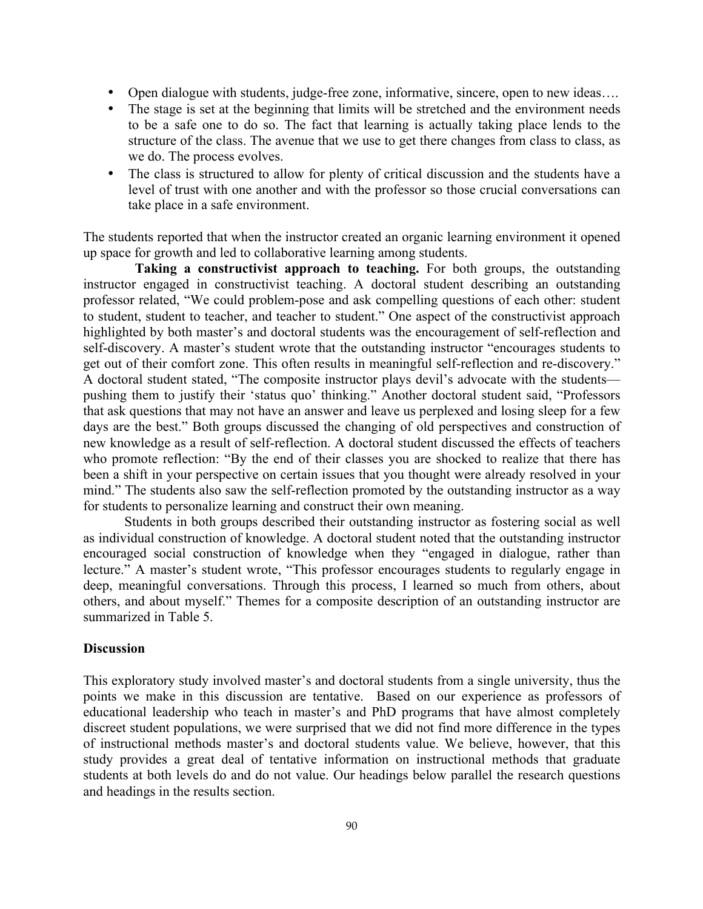- Open dialogue with students, judge-free zone, informative, sincere, open to new ideas….
- The stage is set at the beginning that limits will be stretched and the environment needs to be a safe one to do so. The fact that learning is actually taking place lends to the structure of the class. The avenue that we use to get there changes from class to class, as we do. The process evolves.
- The class is structured to allow for plenty of critical discussion and the students have a level of trust with one another and with the professor so those crucial conversations can take place in a safe environment.

The students reported that when the instructor created an organic learning environment it opened up space for growth and led to collaborative learning among students.

**Taking a constructivist approach to teaching.** For both groups, the outstanding instructor engaged in constructivist teaching. A doctoral student describing an outstanding professor related, "We could problem-pose and ask compelling questions of each other: student to student, student to teacher, and teacher to student." One aspect of the constructivist approach highlighted by both master's and doctoral students was the encouragement of self-reflection and self-discovery. A master's student wrote that the outstanding instructor "encourages students to get out of their comfort zone. This often results in meaningful self-reflection and re-discovery." A doctoral student stated, "The composite instructor plays devil's advocate with the students—pushing them to justify their 'status quo' thinking." Another doctoral student said, "Professors that ask questions that may not have an answer and leave us perplexed and losing sleep for a few days are the best." Both groups discussed the changing of old perspectives and construction of new knowledge as a result of self-reflection. A doctoral student discussed the effects of teachers who promote reflection: "By the end of their classes you are shocked to realize that there has been a shift in your perspective on certain issues that you thought were already resolved in your mind." The students also saw the self-reflection promoted by the outstanding instructor as a way for students to personalize learning and construct their own meaning.

Students in both groups described their outstanding instructor as fostering social as well as individual construction of knowledge. A doctoral student noted that the outstanding instructor encouraged social construction of knowledge when they "engaged in dialogue, rather than lecture." A master's student wrote, "This professor encourages students to regularly engage in deep, meaningful conversations. Through this process, I learned so much from others, about others, and about myself." Themes for a composite description of an outstanding instructor are summarized in Table 5.

## Discussion

This exploratory study involved master's and doctoral students from a single university, thus the points we make in this discussion are tentative. Based on our experience as professors of educational leadership who teach in master's and PhD programs that have almost completely discreet student populations, we were surprised that we did not find more difference in the types of instructional methods master's and doctoral students value. We believe, however, that this study provides a great deal of tentative information on instructional methods that graduate students at both levels do and do not value. Our headings below parallel the research questions and headings in the results section.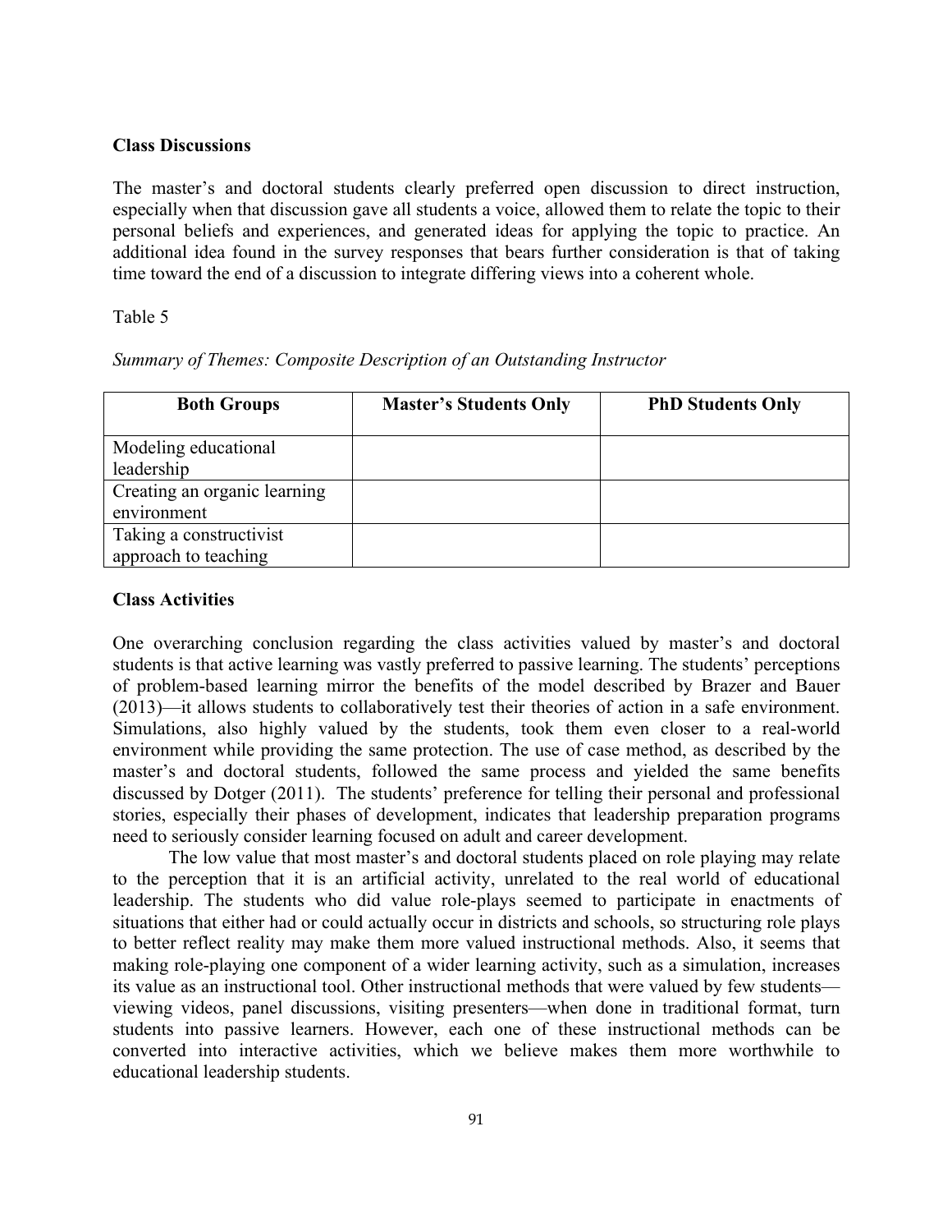**Class Discussions**

The master's and doctoral students clearly preferred open discussion to direct instruction, especially when that discussion gave all students a voice, allowed them to relate the topic to their personal beliefs and experiences, and generated ideas for applying the topic to practice. An additional idea found in the survey responses that bears further consideration is that of taking time toward the end of a discussion to integrate differing views into a coherent whole.

Table 5

*Summary of Themes: Composite Description of an Outstanding Instructor*

| Both Groups | Master's Students Only | PhD Students Only |
|---|---|---|
| Modeling educational leadership | | |
| Creating an organic learning environment | | |
| Taking a constructivist approach to teaching | | |

**Class Activities**

One overarching conclusion regarding the class activities valued by master's and doctoral students is that active learning was vastly preferred to passive learning. The students' perceptions of problem-based learning mirror the benefits of the model described by Brazer and Bauer (2013)—it allows students to collaboratively test their theories of action in a safe environment. Simulations, also highly valued by the students, took them even closer to a real-world environment while providing the same protection. The use of case method, as described by the master's and doctoral students, followed the same process and yielded the same benefits discussed by Dotger (2011). The students' preference for telling their personal and professional stories, especially their phases of development, indicates that leadership preparation programs need to seriously consider learning focused on adult and career development.

The low value that most master's and doctoral students placed on role playing may relate to the perception that it is an artificial activity, unrelated to the real world of educational leadership. The students who did value role-plays seemed to participate in enactments of situations that either had or could actually occur in districts and schools, so structuring role plays to better reflect reality may make them more valued instructional methods. Also, it seems that making role-playing one component of a wider learning activity, such as a simulation, increases its value as an instructional tool. Other instructional methods that were valued by few students—viewing videos, panel discussions, visiting presenters—when done in traditional format, turn students into passive learners. However, each one of these instructional methods can be converted into interactive activities, which we believe makes them more worthwhile to educational leadership students.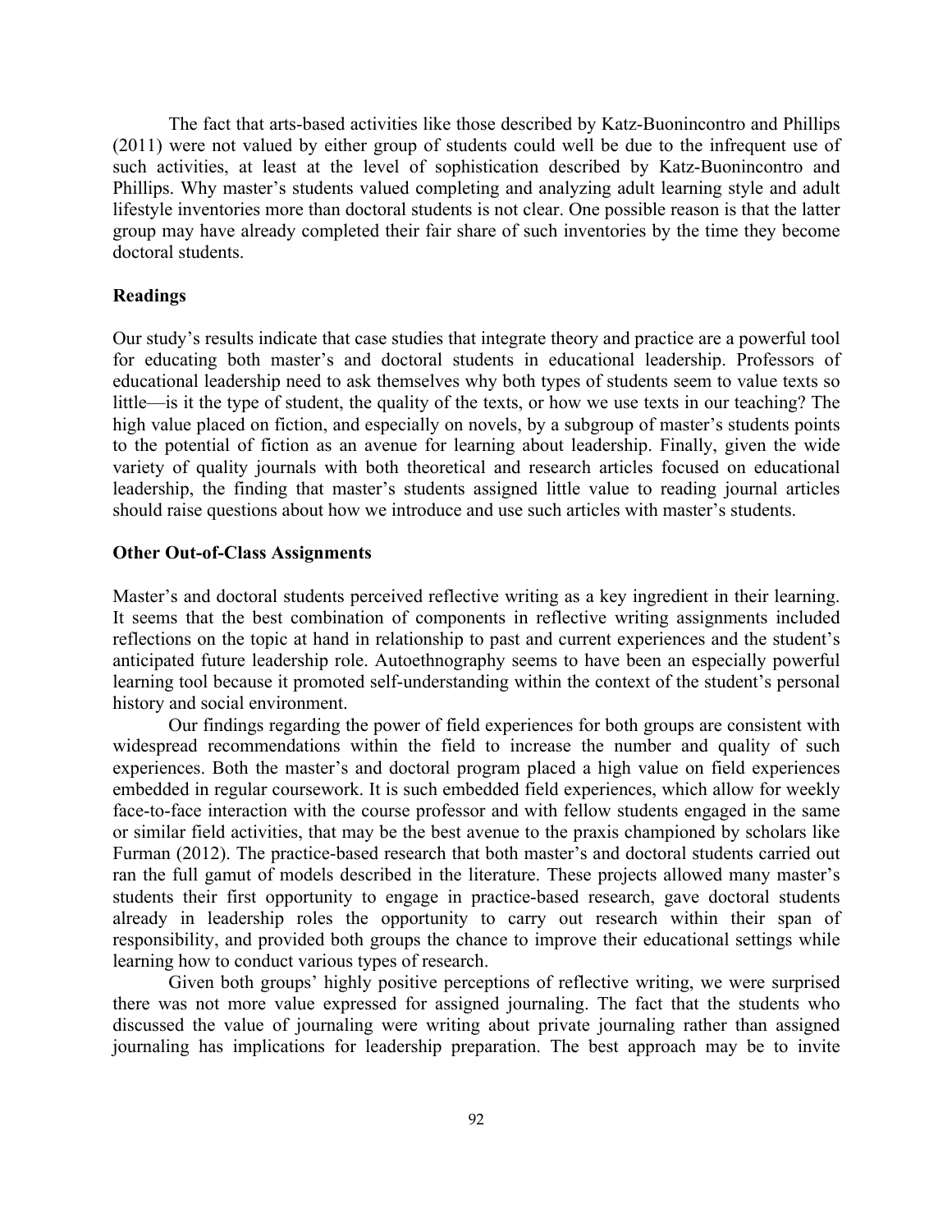The fact that arts-based activities like those described by Katz-Buonincontro and Phillips (2011) were not valued by either group of students could well be due to the infrequent use of such activities, at least at the level of sophistication described by Katz-Buonincontro and Phillips. Why master's students valued completing and analyzing adult learning style and adult lifestyle inventories more than doctoral students is not clear. One possible reason is that the latter group may have already completed their fair share of such inventories by the time they become doctoral students.

### Readings

Our study's results indicate that case studies that integrate theory and practice are a powerful tool for educating both master's and doctoral students in educational leadership. Professors of educational leadership need to ask themselves why both types of students seem to value texts so little—is it the type of student, the quality of the texts, or how we use texts in our teaching? The high value placed on fiction, and especially on novels, by a subgroup of master's students points to the potential of fiction as an avenue for learning about leadership. Finally, given the wide variety of quality journals with both theoretical and research articles focused on educational leadership, the finding that master's students assigned little value to reading journal articles should raise questions about how we introduce and use such articles with master's students.

### Other Out-of-Class Assignments

Master's and doctoral students perceived reflective writing as a key ingredient in their learning. It seems that the best combination of components in reflective writing assignments included reflections on the topic at hand in relationship to past and current experiences and the student's anticipated future leadership role. Autoethnography seems to have been an especially powerful learning tool because it promoted self-understanding within the context of the student's personal history and social environment.

Our findings regarding the power of field experiences for both groups are consistent with widespread recommendations within the field to increase the number and quality of such experiences. Both the master's and doctoral program placed a high value on field experiences embedded in regular coursework. It is such embedded field experiences, which allow for weekly face-to-face interaction with the course professor and with fellow students engaged in the same or similar field activities, that may be the best avenue to the praxis championed by scholars like Furman (2012). The practice-based research that both master's and doctoral students carried out ran the full gamut of models described in the literature. These projects allowed many master's students their first opportunity to engage in practice-based research, gave doctoral students already in leadership roles the opportunity to carry out research within their span of responsibility, and provided both groups the chance to improve their educational settings while learning how to conduct various types of research.

Given both groups' highly positive perceptions of reflective writing, we were surprised there was not more value expressed for assigned journaling. The fact that the students who discussed the value of journaling were writing about private journaling rather than assigned journaling has implications for leadership preparation. The best approach may be to invite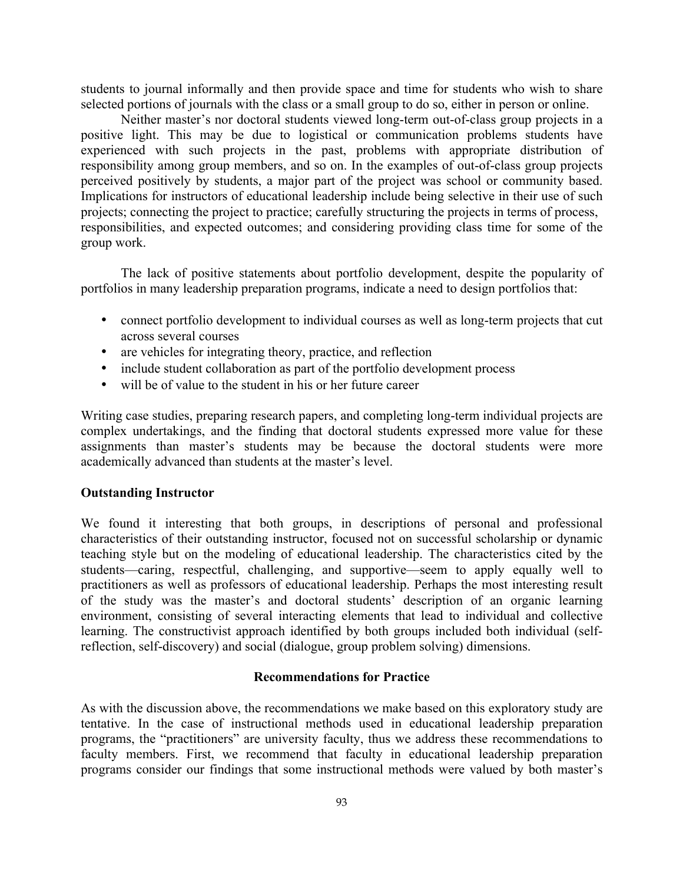students to journal informally and then provide space and time for students who wish to share selected portions of journals with the class or a small group to do so, either in person or online.

Neither master's nor doctoral students viewed long-term out-of-class group projects in a positive light. This may be due to logistical or communication problems students have experienced with such projects in the past, problems with appropriate distribution of responsibility among group members, and so on. In the examples of out-of-class group projects perceived positively by students, a major part of the project was school or community based. Implications for instructors of educational leadership include being selective in their use of such projects; connecting the project to practice; carefully structuring the projects in terms of process, responsibilities, and expected outcomes; and considering providing class time for some of the group work.

The lack of positive statements about portfolio development, despite the popularity of portfolios in many leadership preparation programs, indicate a need to design portfolios that:

- connect portfolio development to individual courses as well as long-term projects that cut across several courses
- are vehicles for integrating theory, practice, and reflection
- include student collaboration as part of the portfolio development process
- will be of value to the student in his or her future career

Writing case studies, preparing research papers, and completing long-term individual projects are complex undertakings, and the finding that doctoral students expressed more value for these assignments than master's students may be because the doctoral students were more academically advanced than students at the master's level.

**Outstanding Instructor**

We found it interesting that both groups, in descriptions of personal and professional characteristics of their outstanding instructor, focused not on successful scholarship or dynamic teaching style but on the modeling of educational leadership. The characteristics cited by the students—caring, respectful, challenging, and supportive—seem to apply equally well to practitioners as well as professors of educational leadership. Perhaps the most interesting result of the study was the master's and doctoral students' description of an organic learning environment, consisting of several interacting elements that lead to individual and collective learning. The constructivist approach identified by both groups included both individual (self-reflection, self-discovery) and social (dialogue, group problem solving) dimensions.

## Recommendations for Practice

As with the discussion above, the recommendations we make based on this exploratory study are tentative. In the case of instructional methods used in educational leadership preparation programs, the "practitioners" are university faculty, thus we address these recommendations to faculty members. First, we recommend that faculty in educational leadership preparation programs consider our findings that some instructional methods were valued by both master's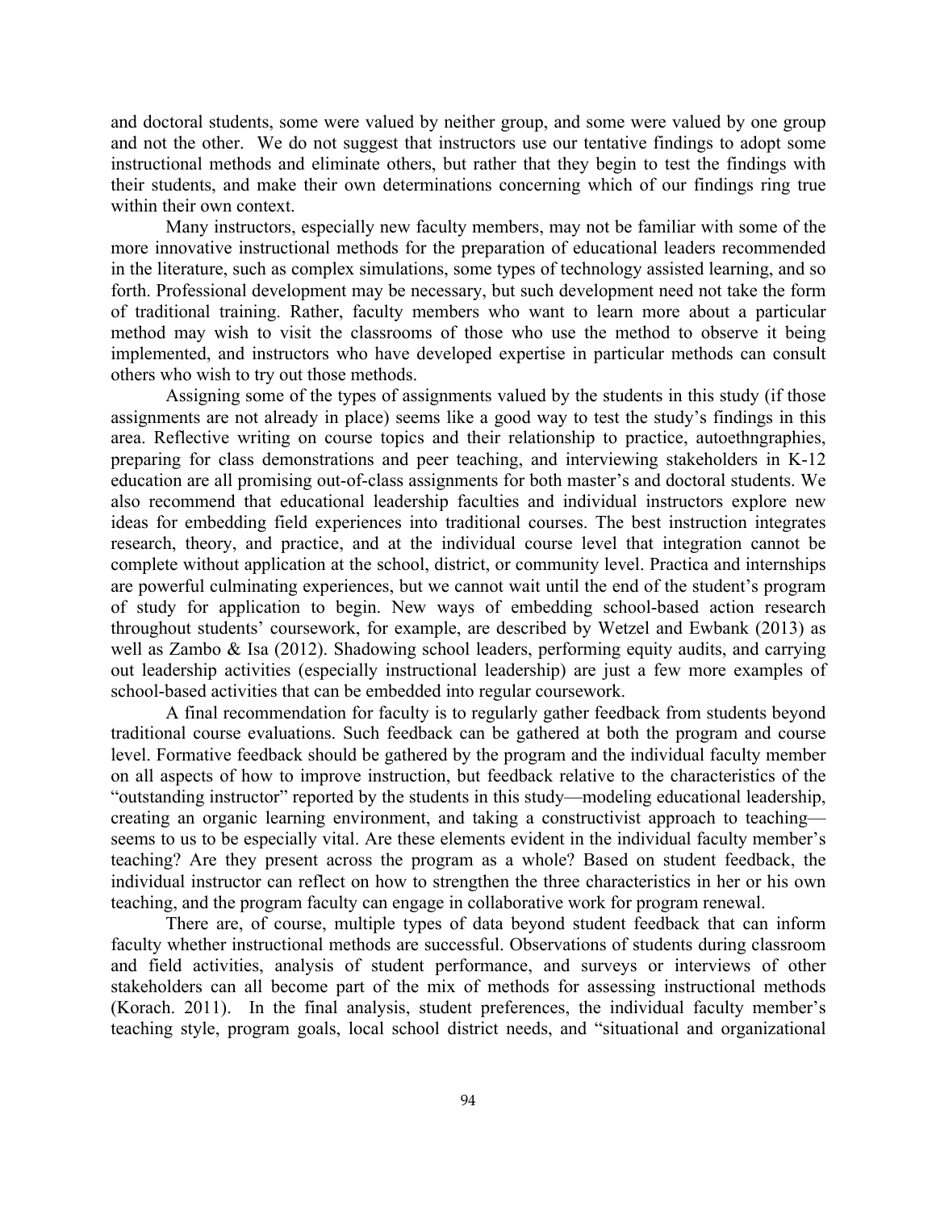and doctoral students, some were valued by neither group, and some were valued by one group and not the other. We do not suggest that instructors use our tentative findings to adopt some instructional methods and eliminate others, but rather that they begin to test the findings with their students, and make their own determinations concerning which of our findings ring true within their own context.

Many instructors, especially new faculty members, may not be familiar with some of the more innovative instructional methods for the preparation of educational leaders recommended in the literature, such as complex simulations, some types of technology assisted learning, and so forth. Professional development may be necessary, but such development need not take the form of traditional training. Rather, faculty members who want to learn more about a particular method may wish to visit the classrooms of those who use the method to observe it being implemented, and instructors who have developed expertise in particular methods can consult others who wish to try out those methods.

Assigning some of the types of assignments valued by the students in this study (if those assignments are not already in place) seems like a good way to test the study's findings in this area. Reflective writing on course topics and their relationship to practice, autoethngraphies, preparing for class demonstrations and peer teaching, and interviewing stakeholders in K-12 education are all promising out-of-class assignments for both master's and doctoral students. We also recommend that educational leadership faculties and individual instructors explore new ideas for embedding field experiences into traditional courses. The best instruction integrates research, theory, and practice, and at the individual course level that integration cannot be complete without application at the school, district, or community level. Practica and internships are powerful culminating experiences, but we cannot wait until the end of the student's program of study for application to begin. New ways of embedding school-based action research throughout students' coursework, for example, are described by Wetzel and Ewbank (2013) as well as Zambo & Isa (2012). Shadowing school leaders, performing equity audits, and carrying out leadership activities (especially instructional leadership) are just a few more examples of school-based activities that can be embedded into regular coursework.

A final recommendation for faculty is to regularly gather feedback from students beyond traditional course evaluations. Such feedback can be gathered at both the program and course level. Formative feedback should be gathered by the program and the individual faculty member on all aspects of how to improve instruction, but feedback relative to the characteristics of the "outstanding instructor" reported by the students in this study—modeling educational leadership, creating an organic learning environment, and taking a constructivist approach to teaching—seems to us to be especially vital. Are these elements evident in the individual faculty member's teaching? Are they present across the program as a whole? Based on student feedback, the individual instructor can reflect on how to strengthen the three characteristics in her or his own teaching, and the program faculty can engage in collaborative work for program renewal.

There are, of course, multiple types of data beyond student feedback that can inform faculty whether instructional methods are successful. Observations of students during classroom and field activities, analysis of student performance, and surveys or interviews of other stakeholders can all become part of the mix of methods for assessing instructional methods (Korach. 2011). In the final analysis, student preferences, the individual faculty member's teaching style, program goals, local school district needs, and "situational and organizational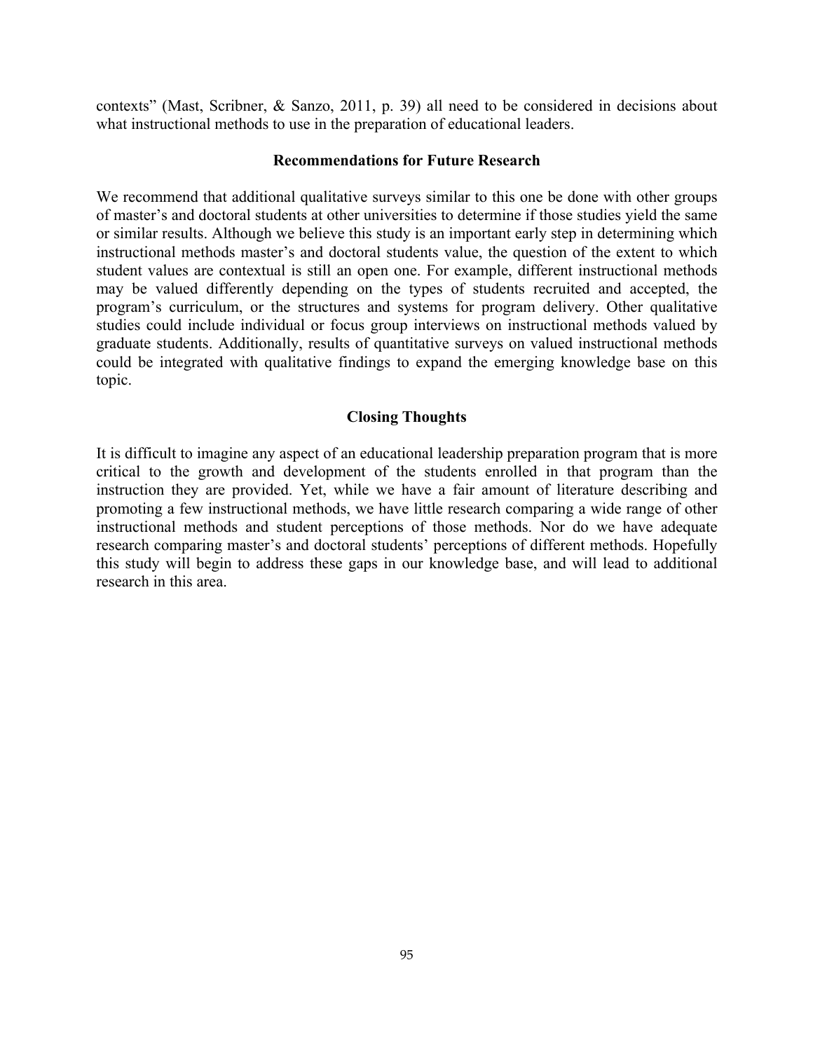contexts" (Mast, Scribner, & Sanzo, 2011, p. 39) all need to be considered in decisions about what instructional methods to use in the preparation of educational leaders.

## Recommendations for Future Research

We recommend that additional qualitative surveys similar to this one be done with other groups of master's and doctoral students at other universities to determine if those studies yield the same or similar results. Although we believe this study is an important early step in determining which instructional methods master's and doctoral students value, the question of the extent to which student values are contextual is still an open one. For example, different instructional methods may be valued differently depending on the types of students recruited and accepted, the program's curriculum, or the structures and systems for program delivery. Other qualitative studies could include individual or focus group interviews on instructional methods valued by graduate students. Additionally, results of quantitative surveys on valued instructional methods could be integrated with qualitative findings to expand the emerging knowledge base on this topic.

## Closing Thoughts

It is difficult to imagine any aspect of an educational leadership preparation program that is more critical to the growth and development of the students enrolled in that program than the instruction they are provided. Yet, while we have a fair amount of literature describing and promoting a few instructional methods, we have little research comparing a wide range of other instructional methods and student perceptions of those methods. Nor do we have adequate research comparing master's and doctoral students' perceptions of different methods. Hopefully this study will begin to address these gaps in our knowledge base, and will lead to additional research in this area.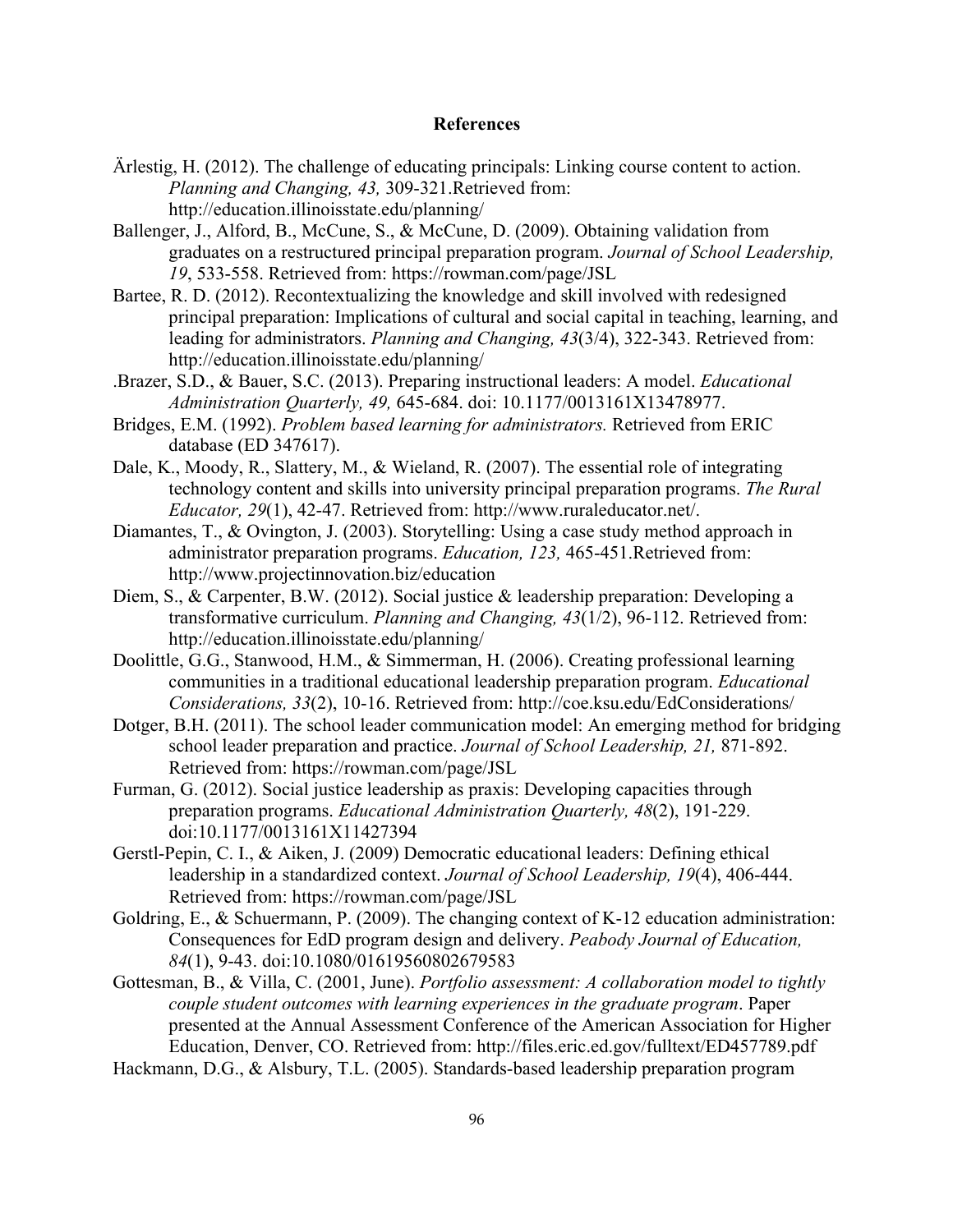## References

Ärlestig, H. (2012). The challenge of educating principals: Linking course content to action. *Planning and Changing, 43,* 309-321.Retrieved from: http://education.illinoisstate.edu/planning/

Ballenger, J., Alford, B., McCune, S., & McCune, D. (2009). Obtaining validation from graduates on a restructured principal preparation program. *Journal of School Leadership, 19*, 533-558. Retrieved from: https://rowman.com/page/JSL

Bartee, R. D. (2012). Recontextualizing the knowledge and skill involved with redesigned principal preparation: Implications of cultural and social capital in teaching, learning, and leading for administrators. *Planning and Changing, 43*(3/4), 322-343. Retrieved from: http://education.illinoisstate.edu/planning/

.Brazer, S.D., & Bauer, S.C. (2013). Preparing instructional leaders: A model. *Educational Administration Quarterly, 49,* 645-684. doi: 10.1177/0013161X13478977.

Bridges, E.M. (1992). *Problem based learning for administrators.* Retrieved from ERIC database (ED 347617).

Dale, K., Moody, R., Slattery, M., & Wieland, R. (2007). The essential role of integrating technology content and skills into university principal preparation programs. *The Rural Educator, 29*(1), 42-47. Retrieved from: http://www.ruraleducator.net/.

Diamantes, T., & Ovington, J. (2003). Storytelling: Using a case study method approach in administrator preparation programs. *Education, 123,* 465-451.Retrieved from: http://www.projectinnovation.biz/education

Diem, S., & Carpenter, B.W. (2012). Social justice & leadership preparation: Developing a transformative curriculum. *Planning and Changing, 43*(1/2), 96-112. Retrieved from: http://education.illinoisstate.edu/planning/

Doolittle, G.G., Stanwood, H.M., & Simmerman, H. (2006). Creating professional learning communities in a traditional educational leadership preparation program. *Educational Considerations, 33*(2), 10-16. Retrieved from: http://coe.ksu.edu/EdConsiderations/

Dotger, B.H. (2011). The school leader communication model: An emerging method for bridging school leader preparation and practice. *Journal of School Leadership, 21,* 871-892. Retrieved from: https://rowman.com/page/JSL

Furman, G. (2012). Social justice leadership as praxis: Developing capacities through preparation programs. *Educational Administration Quarterly, 48*(2), 191-229. doi:10.1177/0013161X11427394

Gerstl-Pepin, C. I., & Aiken, J. (2009) Democratic educational leaders: Defining ethical leadership in a standardized context. *Journal of School Leadership, 19*(4), 406-444. Retrieved from: https://rowman.com/page/JSL

Goldring, E., & Schuermann, P. (2009). The changing context of K-12 education administration: Consequences for EdD program design and delivery. *Peabody Journal of Education, 84*(1), 9-43. doi:10.1080/01619560802679583

Gottesman, B., & Villa, C. (2001, June). *Portfolio assessment: A collaboration model to tightly couple student outcomes with learning experiences in the graduate program*. Paper presented at the Annual Assessment Conference of the American Association for Higher Education, Denver, CO. Retrieved from: http://files.eric.ed.gov/fulltext/ED457789.pdf

Hackmann, D.G., & Alsbury, T.L. (2005). Standards-based leadership preparation program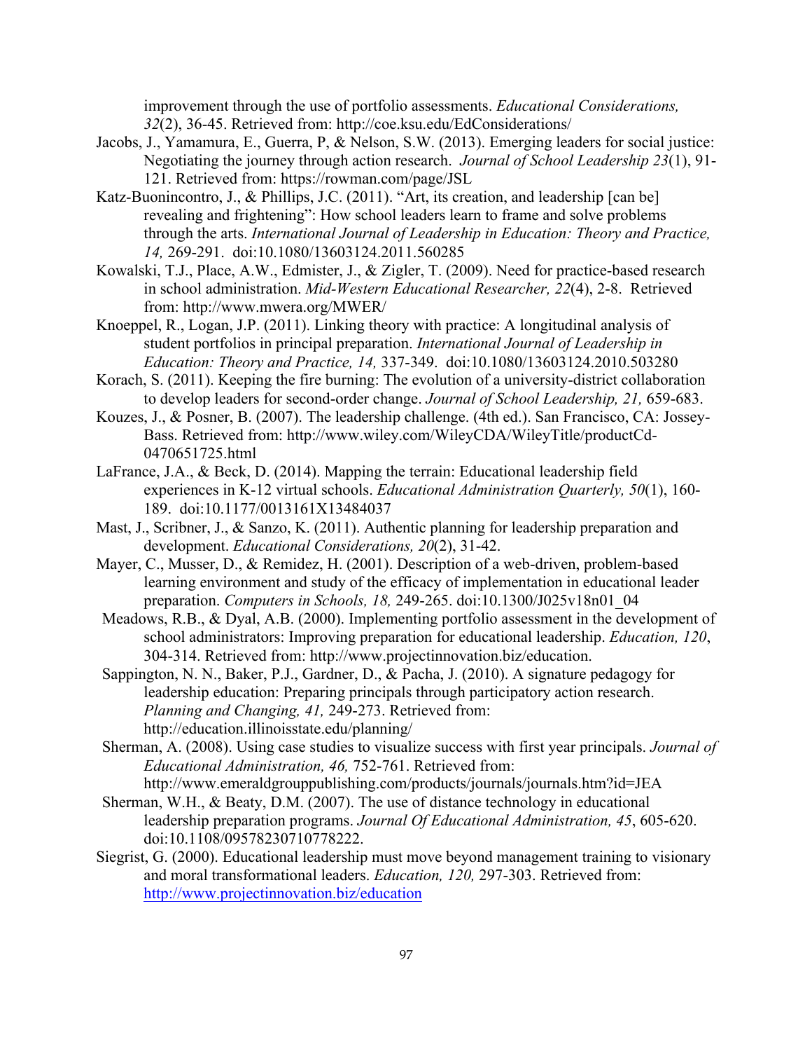improvement through the use of portfolio assessments. *Educational Considerations, 32*(2), 36-45. Retrieved from: http://coe.ksu.edu/EdConsiderations/

Jacobs, J., Yamamura, E., Guerra, P, & Nelson, S.W. (2013). Emerging leaders for social justice: Negotiating the journey through action research. *Journal of School Leadership 23*(1), 91-121. Retrieved from: https://rowman.com/page/JSL

Katz-Buonincontro, J., & Phillips, J.C. (2011). "Art, its creation, and leadership [can be] revealing and frightening": How school leaders learn to frame and solve problems through the arts. *International Journal of Leadership in Education: Theory and Practice, 14,* 269-291. doi:10.1080/13603124.2011.560285

Kowalski, T.J., Place, A.W., Edmister, J., & Zigler, T. (2009). Need for practice-based research in school administration. *Mid-Western Educational Researcher, 22*(4), 2-8. Retrieved from: http://www.mwera.org/MWER/

Knoeppel, R., Logan, J.P. (2011). Linking theory with practice: A longitudinal analysis of student portfolios in principal preparation. *International Journal of Leadership in Education: Theory and Practice, 14,* 337-349. doi:10.1080/13603124.2010.503280

Korach, S. (2011). Keeping the fire burning: The evolution of a university-district collaboration to develop leaders for second-order change. *Journal of School Leadership, 21,* 659-683.

Kouzes, J., & Posner, B. (2007). The leadership challenge. (4th ed.). San Francisco, CA: Jossey-Bass. Retrieved from: http://www.wiley.com/WileyCDA/WileyTitle/productCd-0470651725.html

LaFrance, J.A., & Beck, D. (2014). Mapping the terrain: Educational leadership field experiences in K-12 virtual schools. *Educational Administration Quarterly, 50*(1), 160-189. doi:10.1177/0013161X13484037

Mast, J., Scribner, J., & Sanzo, K. (2011). Authentic planning for leadership preparation and development. *Educational Considerations, 20*(2), 31-42.

Mayer, C., Musser, D., & Remidez, H. (2001). Description of a web-driven, problem-based learning environment and study of the efficacy of implementation in educational leader preparation. *Computers in Schools, 18,* 249-265. doi:10.1300/J025v18n01_04

Meadows, R.B., & Dyal, A.B. (2000). Implementing portfolio assessment in the development of school administrators: Improving preparation for educational leadership. *Education, 120*, 304-314. Retrieved from: http://www.projectinnovation.biz/education.

Sappington, N. N., Baker, P.J., Gardner, D., & Pacha, J. (2010). A signature pedagogy for leadership education: Preparing principals through participatory action research. *Planning and Changing, 41,* 249-273. Retrieved from: http://education.illinoisstate.edu/planning/

Sherman, A. (2008). Using case studies to visualize success with first year principals. *Journal of Educational Administration, 46,* 752-761. Retrieved from: http://www.emeraldgrouppublishing.com/products/journals/journals.htm?id=JEA

Sherman, W.H., & Beaty, D.M. (2007). The use of distance technology in educational leadership preparation programs. *Journal Of Educational Administration, 45*, 605-620. doi:10.1108/09578230710778222.

Siegrist, G. (2000). Educational leadership must move beyond management training to visionary and moral transformational leaders. *Education, 120,* 297-303. Retrieved from: http://www.projectinnovation.biz/education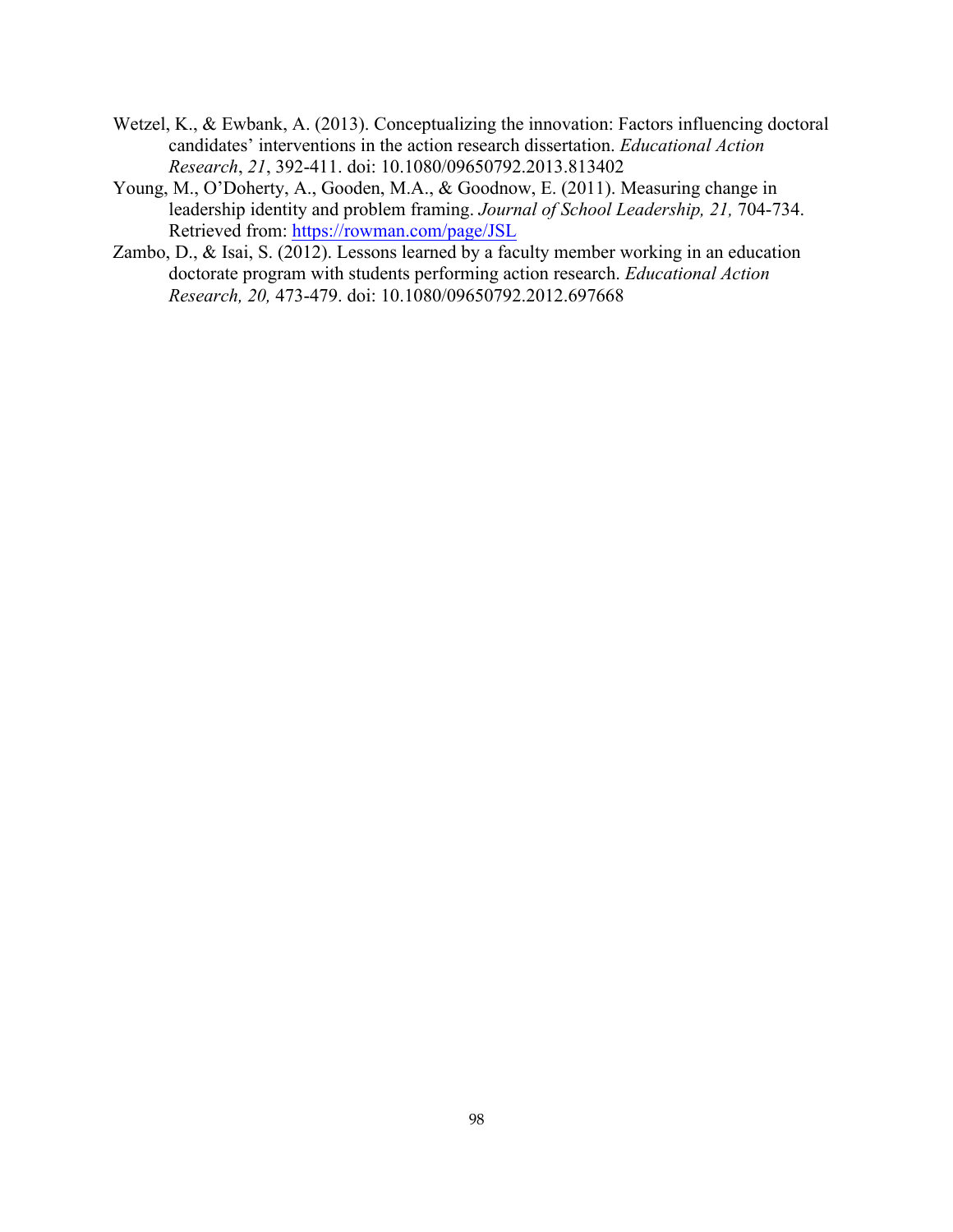Wetzel, K., & Ewbank, A. (2013). Conceptualizing the innovation: Factors influencing doctoral candidates' interventions in the action research dissertation. *Educational Action Research*, *21*, 392-411. doi: 10.1080/09650792.2013.813402

Young, M., O'Doherty, A., Gooden, M.A., & Goodnow, E. (2011). Measuring change in leadership identity and problem framing. *Journal of School Leadership, 21,* 704-734. Retrieved from: https://rowman.com/page/JSL

Zambo, D., & Isai, S. (2012). Lessons learned by a faculty member working in an education doctorate program with students performing action research. *Educational Action Research, 20,* 473-479. doi: 10.1080/09650792.2012.697668